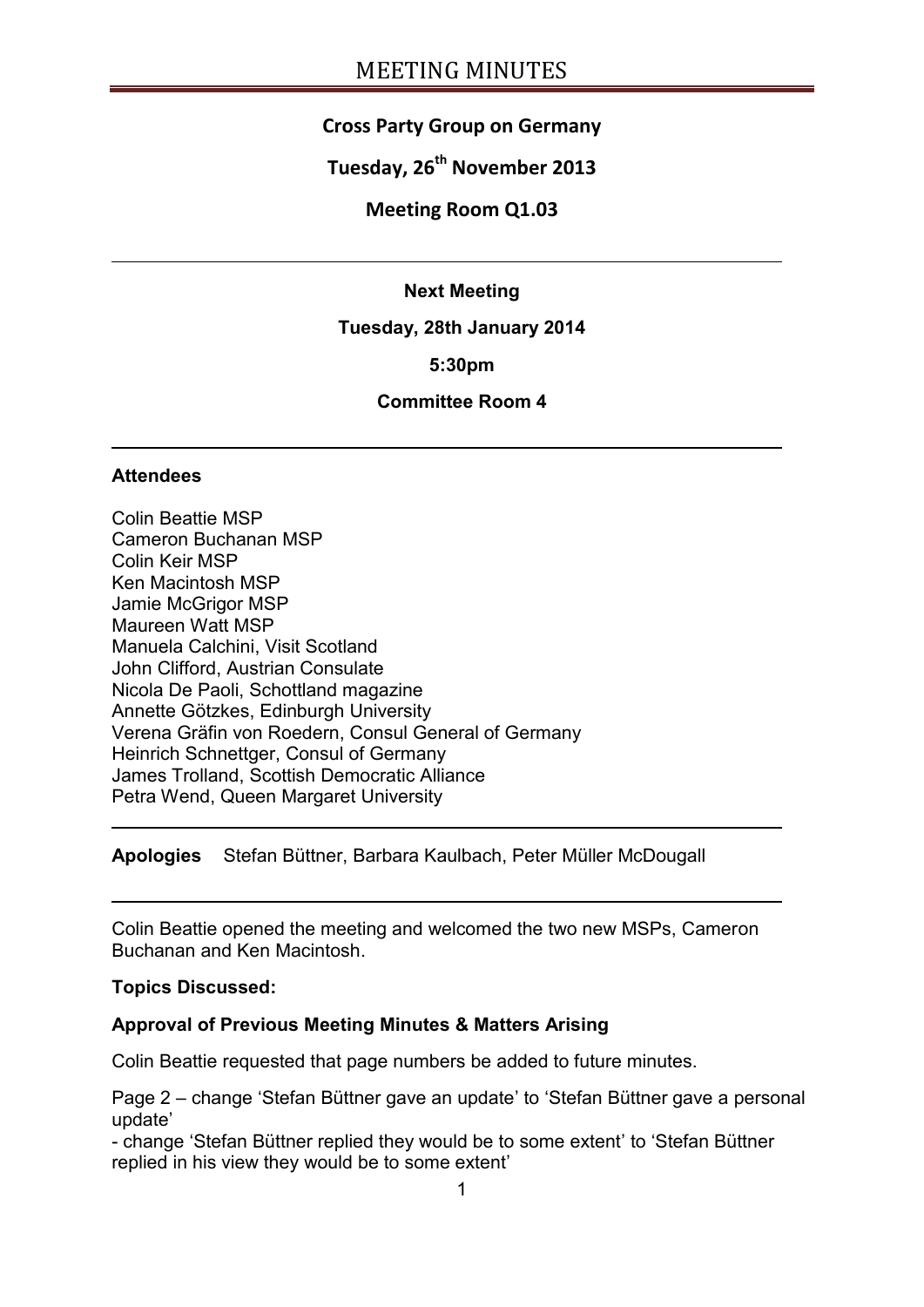# MEETING MINUTES

## Cross Party Group on Germany

**Tuesday, 26th November 2013**

**Meeting Room Q1.03**

---

**Next Meeting**

**Tuesday, 28th January 2014**

**5:30pm**

**Committee Room 4**

---

### Attendees

Colin Beattie MSP
Cameron Buchanan MSP
Colin Keir MSP
Ken Macintosh MSP
Jamie McGrigor MSP
Maureen Watt MSP
Manuela Calchini, Visit Scotland
John Clifford, Austrian Consulate
Nicola De Paoli, Schottland magazine
Annette Götzkes, Edinburgh University
Verena Gräfin von Roedern, Consul General of Germany
Heinrich Schnettger, Consul of Germany
James Trolland, Scottish Democratic Alliance
Petra Wend, Queen Margaret University

---

**Apologies** Stefan Büttner, Barbara Kaulbach, Peter Müller McDougall

---

Colin Beattie opened the meeting and welcomed the two new MSPs, Cameron Buchanan and Ken Macintosh.

### Topics Discussed:

**Approval of Previous Meeting Minutes & Matters Arising**

Colin Beattie requested that page numbers be added to future minutes.

Page 2 – change 'Stefan Büttner gave an update' to 'Stefan Büttner gave a personal update'

- change 'Stefan Büttner replied they would be to some extent' to 'Stefan Büttner replied in his view they would be to some extent'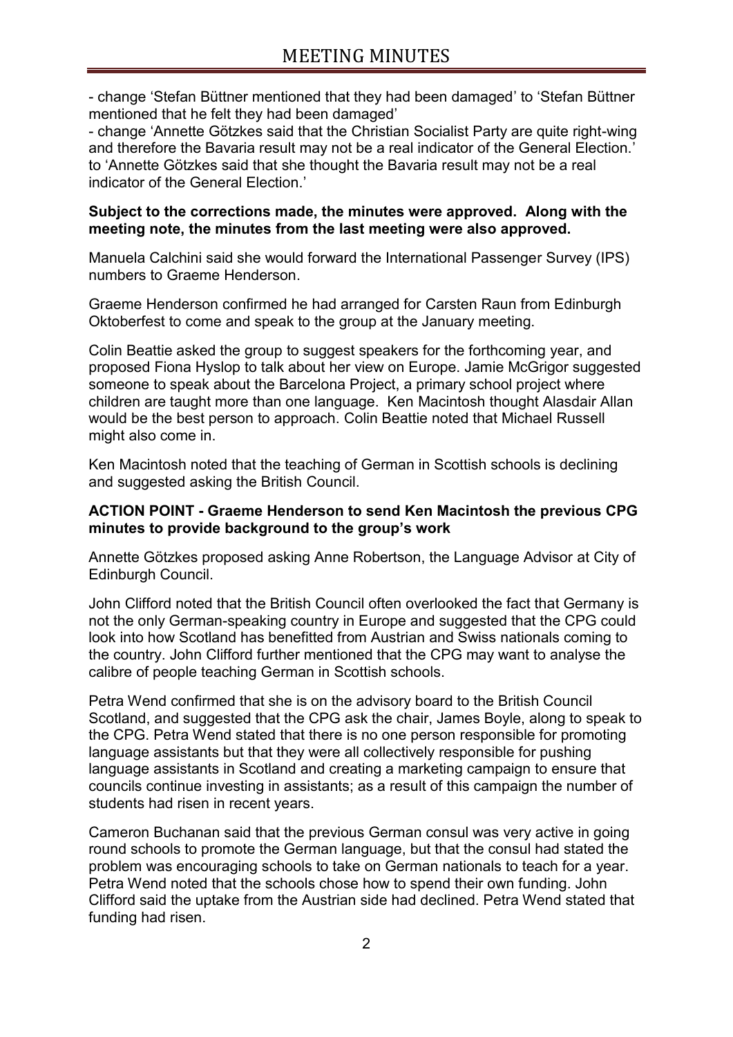- change 'Stefan Büttner mentioned that they had been damaged' to 'Stefan Büttner mentioned that he felt they had been damaged'
- change 'Annette Götzkes said that the Christian Socialist Party are quite right-wing and therefore the Bavaria result may not be a real indicator of the General Election.' to 'Annette Götzkes said that she thought the Bavaria result may not be a real indicator of the General Election.'

**Subject to the corrections made, the minutes were approved. Along with the meeting note, the minutes from the last meeting were also approved.**

Manuela Calchini said she would forward the International Passenger Survey (IPS) numbers to Graeme Henderson.

Graeme Henderson confirmed he had arranged for Carsten Raun from Edinburgh Oktoberfest to come and speak to the group at the January meeting.

Colin Beattie asked the group to suggest speakers for the forthcoming year, and proposed Fiona Hyslop to talk about her view on Europe. Jamie McGrigor suggested someone to speak about the Barcelona Project, a primary school project where children are taught more than one language. Ken Macintosh thought Alasdair Allan would be the best person to approach. Colin Beattie noted that Michael Russell might also come in.

Ken Macintosh noted that the teaching of German in Scottish schools is declining and suggested asking the British Council.

**ACTION POINT - Graeme Henderson to send Ken Macintosh the previous CPG minutes to provide background to the group's work**

Annette Götzkes proposed asking Anne Robertson, the Language Advisor at City of Edinburgh Council.

John Clifford noted that the British Council often overlooked the fact that Germany is not the only German-speaking country in Europe and suggested that the CPG could look into how Scotland has benefitted from Austrian and Swiss nationals coming to the country. John Clifford further mentioned that the CPG may want to analyse the calibre of people teaching German in Scottish schools.

Petra Wend confirmed that she is on the advisory board to the British Council Scotland, and suggested that the CPG ask the chair, James Boyle, along to speak to the CPG. Petra Wend stated that there is no one person responsible for promoting language assistants but that they were all collectively responsible for pushing language assistants in Scotland and creating a marketing campaign to ensure that councils continue investing in assistants; as a result of this campaign the number of students had risen in recent years.

Cameron Buchanan said that the previous German consul was very active in going round schools to promote the German language, but that the consul had stated the problem was encouraging schools to take on German nationals to teach for a year. Petra Wend noted that the schools chose how to spend their own funding. John Clifford said the uptake from the Austrian side had declined. Petra Wend stated that funding had risen.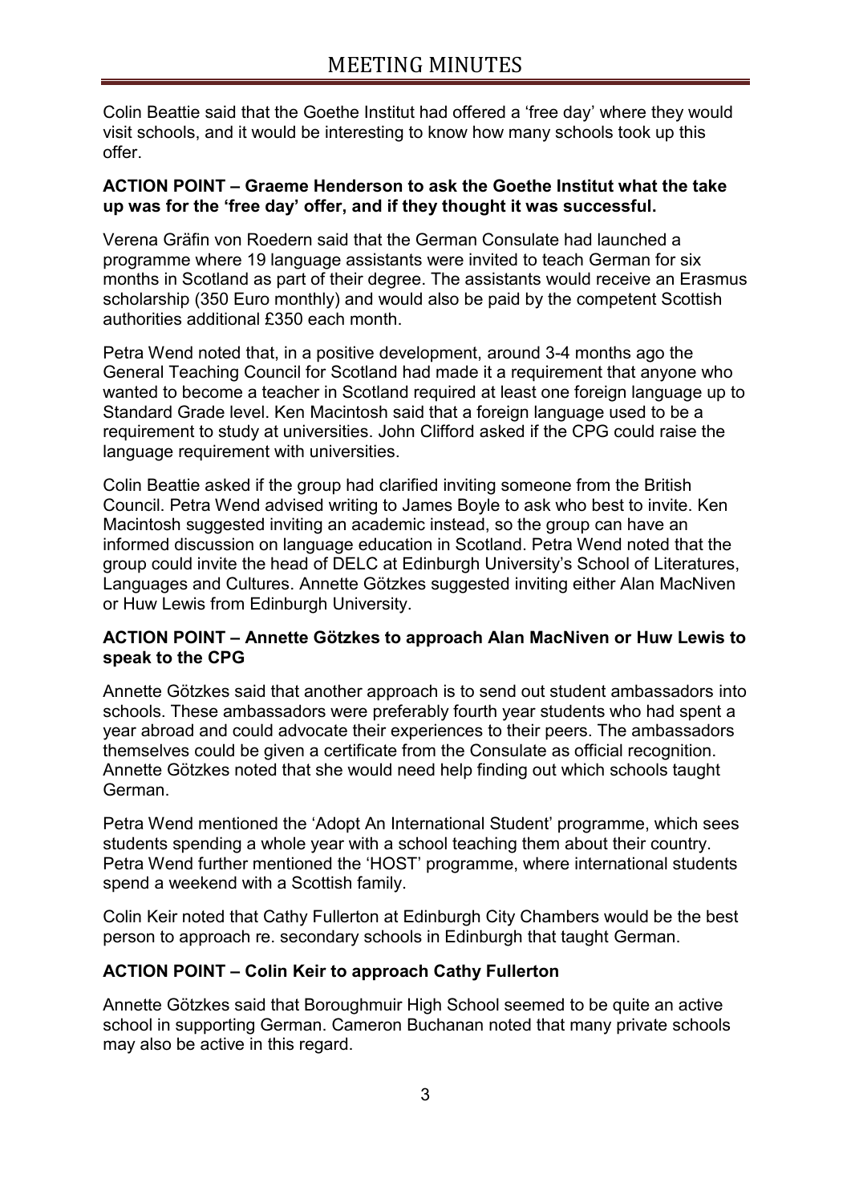Colin Beattie said that the Goethe Institut had offered a 'free day' where they would visit schools, and it would be interesting to know how many schools took up this offer.

**ACTION POINT – Graeme Henderson to ask the Goethe Institut what the take up was for the 'free day' offer, and if they thought it was successful.**

Verena Gräfin von Roedern said that the German Consulate had launched a programme where 19 language assistants were invited to teach German for six months in Scotland as part of their degree. The assistants would receive an Erasmus scholarship (350 Euro monthly) and would also be paid by the competent Scottish authorities additional £350 each month.

Petra Wend noted that, in a positive development, around 3-4 months ago the General Teaching Council for Scotland had made it a requirement that anyone who wanted to become a teacher in Scotland required at least one foreign language up to Standard Grade level. Ken Macintosh said that a foreign language used to be a requirement to study at universities. John Clifford asked if the CPG could raise the language requirement with universities.

Colin Beattie asked if the group had clarified inviting someone from the British Council. Petra Wend advised writing to James Boyle to ask who best to invite. Ken Macintosh suggested inviting an academic instead, so the group can have an informed discussion on language education in Scotland. Petra Wend noted that the group could invite the head of DELC at Edinburgh University's School of Literatures, Languages and Cultures. Annette Götzkes suggested inviting either Alan MacNiven or Huw Lewis from Edinburgh University.

**ACTION POINT – Annette Götzkes to approach Alan MacNiven or Huw Lewis to speak to the CPG**

Annette Götzkes said that another approach is to send out student ambassadors into schools. These ambassadors were preferably fourth year students who had spent a year abroad and could advocate their experiences to their peers. The ambassadors themselves could be given a certificate from the Consulate as official recognition. Annette Götzkes noted that she would need help finding out which schools taught German.

Petra Wend mentioned the 'Adopt An International Student' programme, which sees students spending a whole year with a school teaching them about their country. Petra Wend further mentioned the 'HOST' programme, where international students spend a weekend with a Scottish family.

Colin Keir noted that Cathy Fullerton at Edinburgh City Chambers would be the best person to approach re. secondary schools in Edinburgh that taught German.

**ACTION POINT – Colin Keir to approach Cathy Fullerton**

Annette Götzkes said that Boroughmuir High School seemed to be quite an active school in supporting German. Cameron Buchanan noted that many private schools may also be active in this regard.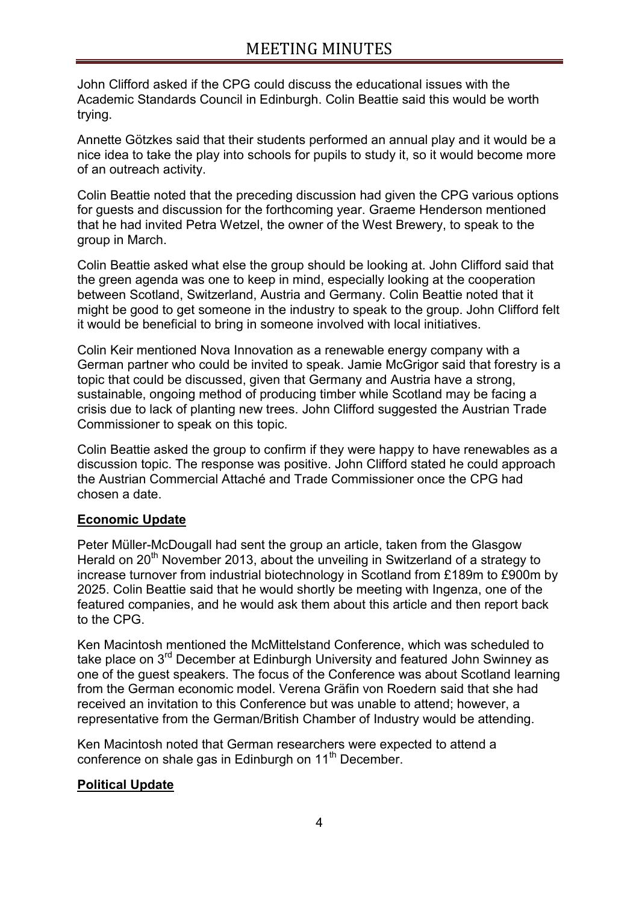John Clifford asked if the CPG could discuss the educational issues with the Academic Standards Council in Edinburgh. Colin Beattie said this would be worth trying.

Annette Götzkes said that their students performed an annual play and it would be a nice idea to take the play into schools for pupils to study it, so it would become more of an outreach activity.

Colin Beattie noted that the preceding discussion had given the CPG various options for guests and discussion for the forthcoming year. Graeme Henderson mentioned that he had invited Petra Wetzel, the owner of the West Brewery, to speak to the group in March.

Colin Beattie asked what else the group should be looking at. John Clifford said that the green agenda was one to keep in mind, especially looking at the cooperation between Scotland, Switzerland, Austria and Germany. Colin Beattie noted that it might be good to get someone in the industry to speak to the group. John Clifford felt it would be beneficial to bring in someone involved with local initiatives.

Colin Keir mentioned Nova Innovation as a renewable energy company with a German partner who could be invited to speak. Jamie McGrigor said that forestry is a topic that could be discussed, given that Germany and Austria have a strong, sustainable, ongoing method of producing timber while Scotland may be facing a crisis due to lack of planting new trees. John Clifford suggested the Austrian Trade Commissioner to speak on this topic.

Colin Beattie asked the group to confirm if they were happy to have renewables as a discussion topic. The response was positive. John Clifford stated he could approach the Austrian Commercial Attaché and Trade Commissioner once the CPG had chosen a date.

**Economic Update**

Peter Müller-McDougall had sent the group an article, taken from the Glasgow Herald on 20th November 2013, about the unveiling in Switzerland of a strategy to increase turnover from industrial biotechnology in Scotland from £189m to £900m by 2025. Colin Beattie said that he would shortly be meeting with Ingenza, one of the featured companies, and he would ask them about this article and then report back to the CPG.

Ken Macintosh mentioned the McMittelstand Conference, which was scheduled to take place on 3rd December at Edinburgh University and featured John Swinney as one of the guest speakers. The focus of the Conference was about Scotland learning from the German economic model. Verena Gräfin von Roedern said that she had received an invitation to this Conference but was unable to attend; however, a representative from the German/British Chamber of Industry would be attending.

Ken Macintosh noted that German researchers were expected to attend a conference on shale gas in Edinburgh on 11th December.

**Political Update**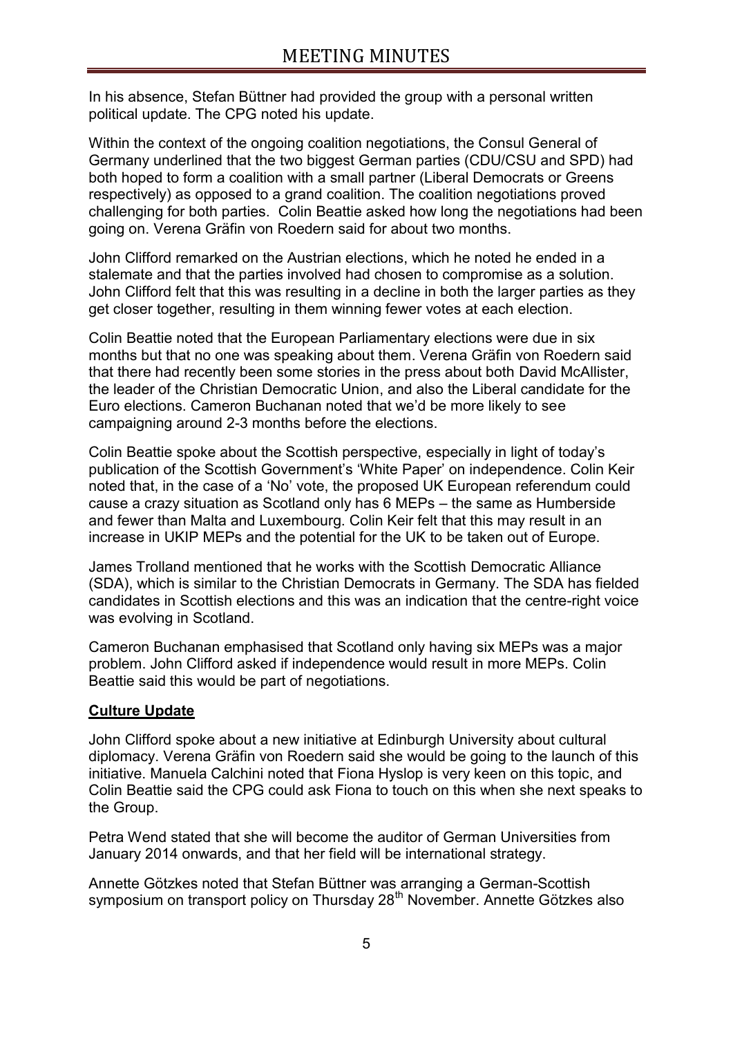In his absence, Stefan Büttner had provided the group with a personal written political update. The CPG noted his update.

Within the context of the ongoing coalition negotiations, the Consul General of Germany underlined that the two biggest German parties (CDU/CSU and SPD) had both hoped to form a coalition with a small partner (Liberal Democrats or Greens respectively) as opposed to a grand coalition. The coalition negotiations proved challenging for both parties. Colin Beattie asked how long the negotiations had been going on. Verena Gräfin von Roedern said for about two months.

John Clifford remarked on the Austrian elections, which he noted he ended in a stalemate and that the parties involved had chosen to compromise as a solution. John Clifford felt that this was resulting in a decline in both the larger parties as they get closer together, resulting in them winning fewer votes at each election.

Colin Beattie noted that the European Parliamentary elections were due in six months but that no one was speaking about them. Verena Gräfin von Roedern said that there had recently been some stories in the press about both David McAllister, the leader of the Christian Democratic Union, and also the Liberal candidate for the Euro elections. Cameron Buchanan noted that we'd be more likely to see campaigning around 2-3 months before the elections.

Colin Beattie spoke about the Scottish perspective, especially in light of today's publication of the Scottish Government's 'White Paper' on independence. Colin Keir noted that, in the case of a 'No' vote, the proposed UK European referendum could cause a crazy situation as Scotland only has 6 MEPs – the same as Humberside and fewer than Malta and Luxembourg. Colin Keir felt that this may result in an increase in UKIP MEPs and the potential for the UK to be taken out of Europe.

James Trolland mentioned that he works with the Scottish Democratic Alliance (SDA), which is similar to the Christian Democrats in Germany. The SDA has fielded candidates in Scottish elections and this was an indication that the centre-right voice was evolving in Scotland.

Cameron Buchanan emphasised that Scotland only having six MEPs was a major problem. John Clifford asked if independence would result in more MEPs. Colin Beattie said this would be part of negotiations.

**Culture Update**

John Clifford spoke about a new initiative at Edinburgh University about cultural diplomacy. Verena Gräfin von Roedern said she would be going to the launch of this initiative. Manuela Calchini noted that Fiona Hyslop is very keen on this topic, and Colin Beattie said the CPG could ask Fiona to touch on this when she next speaks to the Group.

Petra Wend stated that she will become the auditor of German Universities from January 2014 onwards, and that her field will be international strategy.

Annette Götzkes noted that Stefan Büttner was arranging a German-Scottish symposium on transport policy on Thursday 28th November. Annette Götzkes also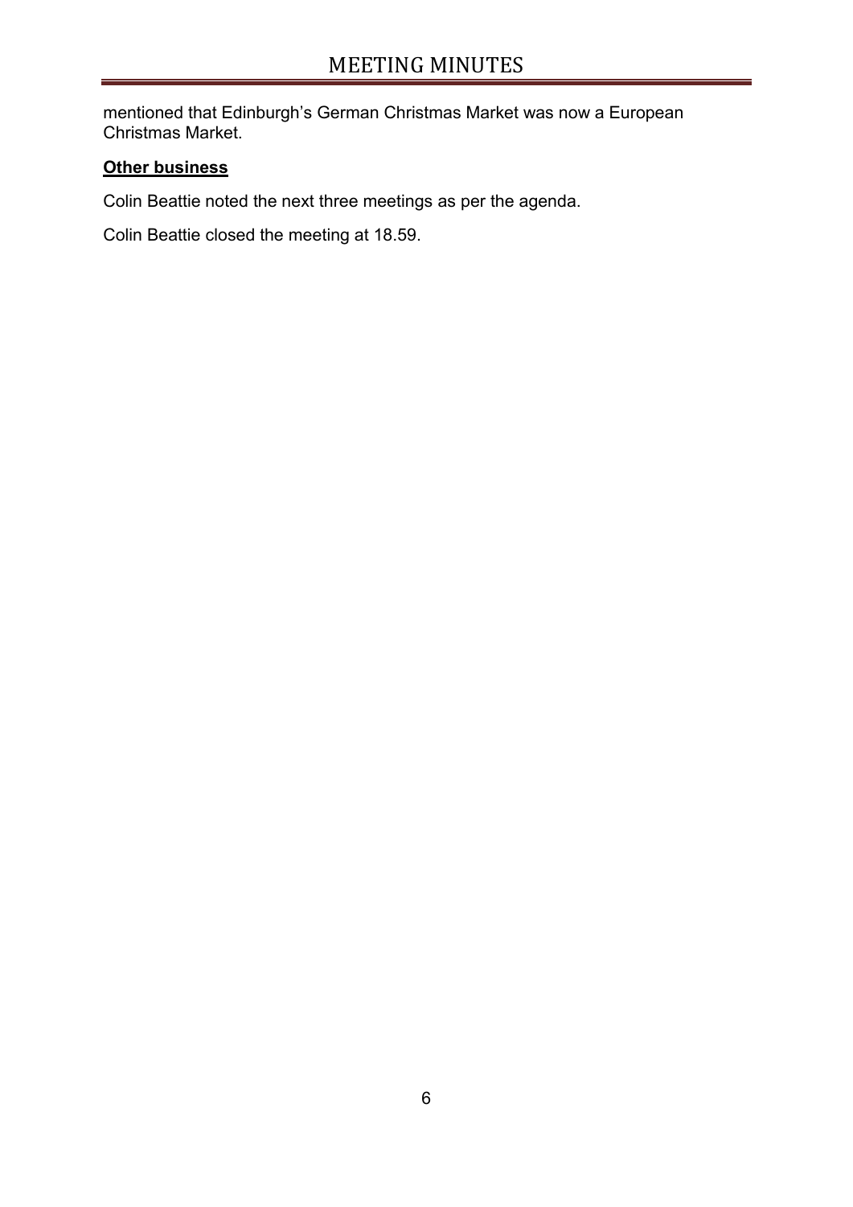mentioned that Edinburgh's German Christmas Market was now a European Christmas Market.

**Other business**

Colin Beattie noted the next three meetings as per the agenda.

Colin Beattie closed the meeting at 18.59.